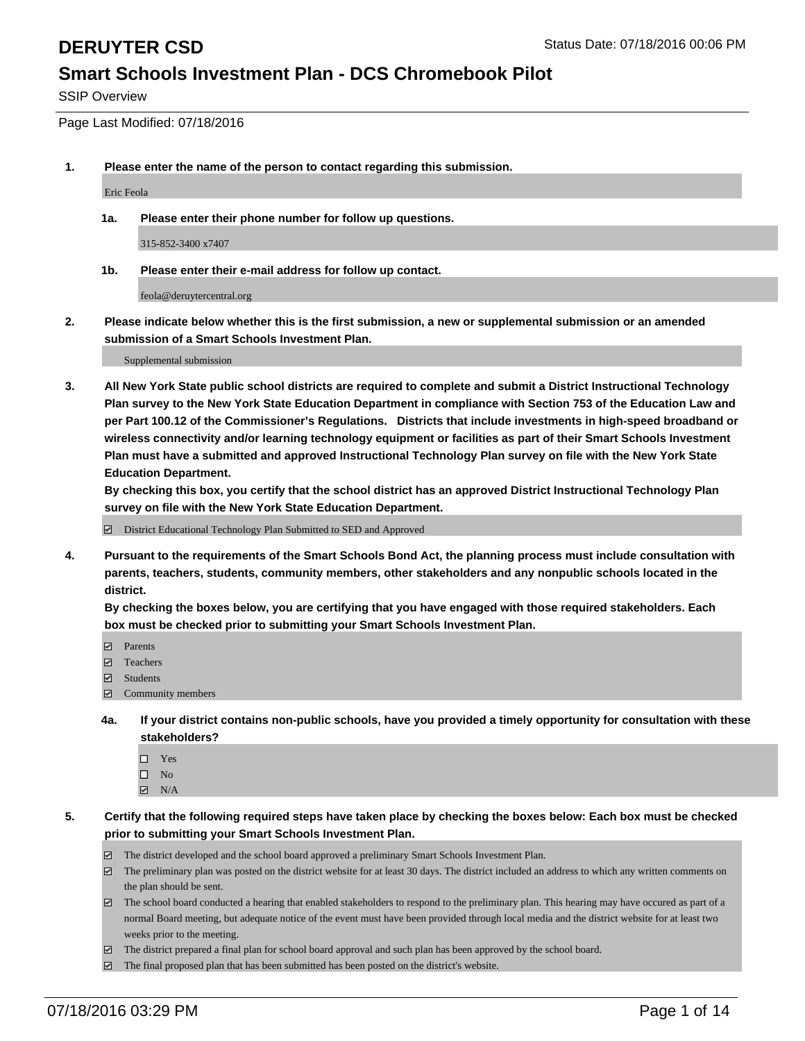# DERUYTER CSD

Status Date: 07/18/2016 00:06 PM

## Smart Schools Investment Plan - DCS Chromebook Pilot

SSIP Overview

Page Last Modified: 07/18/2016

**1. Please enter the name of the person to contact regarding this submission.**

Eric Feola

**1a. Please enter their phone number for follow up questions.**

315-852-3400 x7407

**1b. Please enter their e-mail address for follow up contact.**

feola@deruytercentral.org

**2. Please indicate below whether this is the first submission, a new or supplemental submission or an amended submission of a Smart Schools Investment Plan.**

Supplemental submission

**3. All New York State public school districts are required to complete and submit a District Instructional Technology Plan survey to the New York State Education Department in compliance with Section 753 of the Education Law and per Part 100.12 of the Commissioner's Regulations. Districts that include investments in high-speed broadband or wireless connectivity and/or learning technology equipment or facilities as part of their Smart Schools Investment Plan must have a submitted and approved Instructional Technology Plan survey on file with the New York State Education Department.**
**By checking this box, you certify that the school district has an approved District Instructional Technology Plan survey on file with the New York State Education Department.**

☑ District Educational Technology Plan Submitted to SED and Approved

**4. Pursuant to the requirements of the Smart Schools Bond Act, the planning process must include consultation with parents, teachers, students, community members, other stakeholders and any nonpublic schools located in the district.**
**By checking the boxes below, you are certifying that you have engaged with those required stakeholders. Each box must be checked prior to submitting your Smart Schools Investment Plan.**

☑ Parents
☑ Teachers
☑ Students
☑ Community members

**4a. If your district contains non-public schools, have you provided a timely opportunity for consultation with these stakeholders?**

☐ Yes
☐ No
☑ N/A

**5. Certify that the following required steps have taken place by checking the boxes below: Each box must be checked prior to submitting your Smart Schools Investment Plan.**

☑ The district developed and the school board approved a preliminary Smart Schools Investment Plan.
☑ The preliminary plan was posted on the district website for at least 30 days. The district included an address to which any written comments on the plan should be sent.
☑ The school board conducted a hearing that enabled stakeholders to respond to the preliminary plan. This hearing may have occured as part of a normal Board meeting, but adequate notice of the event must have been provided through local media and the district website for at least two weeks prior to the meeting.
☑ The district prepared a final plan for school board approval and such plan has been approved by the school board.
☑ The final proposed plan that has been submitted has been posted on the district's website.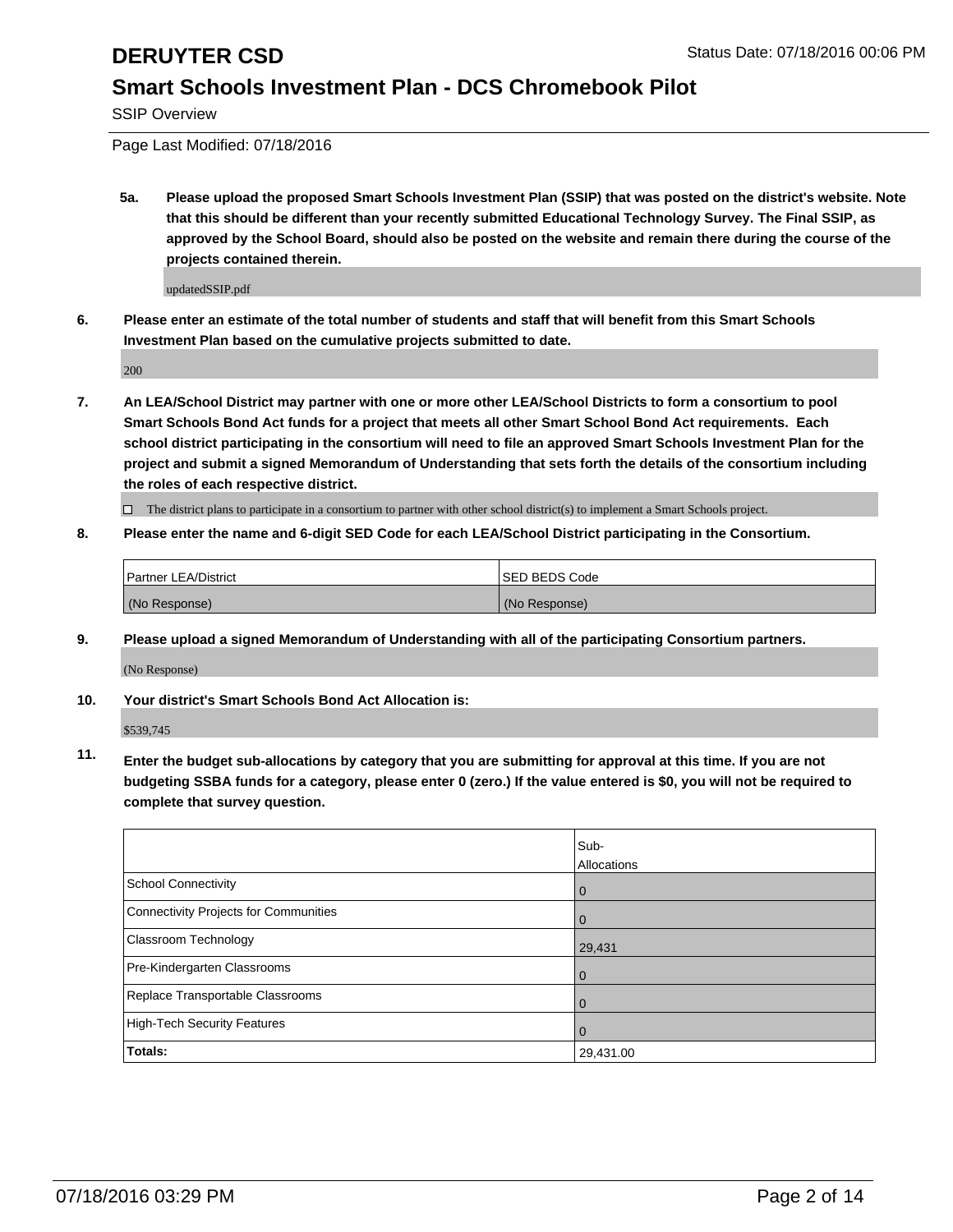# DERUYTER CSD

Status Date: 07/18/2016 00:06 PM

## Smart Schools Investment Plan - DCS Chromebook Pilot

SSIP Overview

Page Last Modified: 07/18/2016

**5a. Please upload the proposed Smart Schools Investment Plan (SSIP) that was posted on the district's website. Note that this should be different than your recently submitted Educational Technology Survey. The Final SSIP, as approved by the School Board, should also be posted on the website and remain there during the course of the projects contained therein.**

updatedSSIP.pdf

**6. Please enter an estimate of the total number of students and staff that will benefit from this Smart Schools Investment Plan based on the cumulative projects submitted to date.**

200

**7. An LEA/School District may partner with one or more other LEA/School Districts to form a consortium to pool Smart Schools Bond Act funds for a project that meets all other Smart School Bond Act requirements. Each school district participating in the consortium will need to file an approved Smart Schools Investment Plan for the project and submit a signed Memorandum of Understanding that sets forth the details of the consortium including the roles of each respective district.**

☐ The district plans to participate in a consortium to partner with other school district(s) to implement a Smart Schools project.

**8. Please enter the name and 6-digit SED Code for each LEA/School District participating in the Consortium.**

| Partner LEA/District | SED BEDS Code |
|---|---|
| (No Response) | (No Response) |

**9. Please upload a signed Memorandum of Understanding with all of the participating Consortium partners.**

(No Response)

**10. Your district's Smart Schools Bond Act Allocation is:**

$539,745

**11. Enter the budget sub-allocations by category that you are submitting for approval at this time. If you are not budgeting SSBA funds for a category, please enter 0 (zero.) If the value entered is $0, you will not be required to complete that survey question.**

| | Sub-Allocations |
|---|---|
| School Connectivity | 0 |
| Connectivity Projects for Communities | 0 |
| Classroom Technology | 29,431 |
| Pre-Kindergarten Classrooms | 0 |
| Replace Transportable Classrooms | 0 |
| High-Tech Security Features | 0 |
| **Totals:** | 29,431.00 |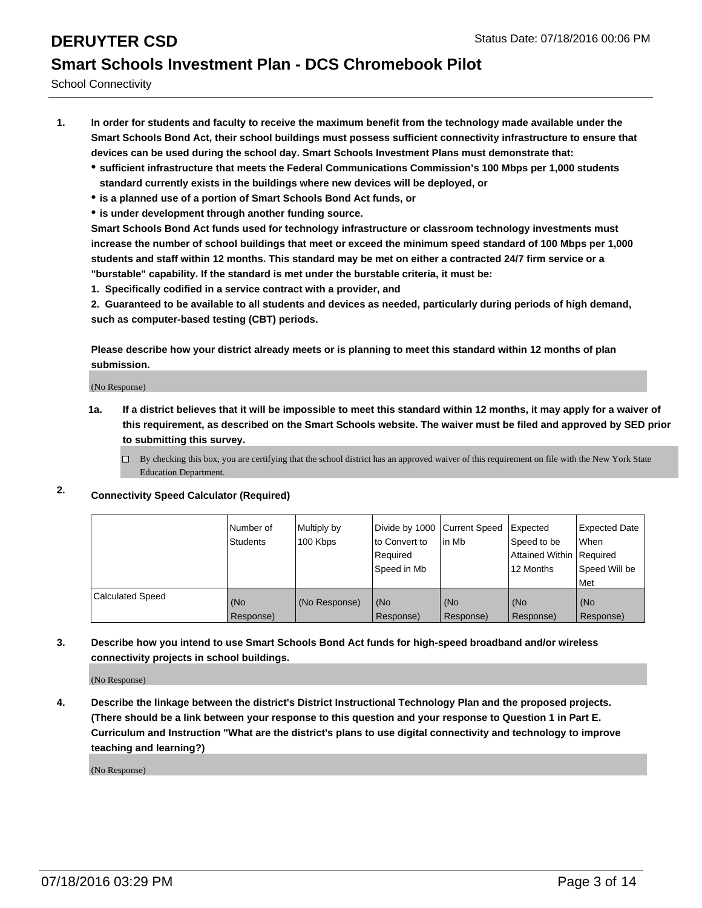# DERUYTER CSD

Status Date: 07/18/2016 00:06 PM

## Smart Schools Investment Plan - DCS Chromebook Pilot

School Connectivity

1. **In order for students and faculty to receive the maximum benefit from the technology made available under the Smart Schools Bond Act, their school buildings must possess sufficient connectivity infrastructure to ensure that devices can be used during the school day. Smart Schools Investment Plans must demonstrate that:**
   - **sufficient infrastructure that meets the Federal Communications Commission's 100 Mbps per 1,000 students standard currently exists in the buildings where new devices will be deployed, or**
   - **is a planned use of a portion of Smart Schools Bond Act funds, or**
   - **is under development through another funding source.**

   **Smart Schools Bond Act funds used for technology infrastructure or classroom technology investments must increase the number of school buildings that meet or exceed the minimum speed standard of 100 Mbps per 1,000 students and staff within 12 months. This standard may be met on either a contracted 24/7 firm service or a "burstable" capability. If the standard is met under the burstable criteria, it must be:**

   **1. Specifically codified in a service contract with a provider, and**

   **2. Guaranteed to be available to all students and devices as needed, particularly during periods of high demand, such as computer-based testing (CBT) periods.**

   **Please describe how your district already meets or is planning to meet this standard within 12 months of plan submission.**

   (No Response)

   **1a. If a district believes that it will be impossible to meet this standard within 12 months, it may apply for a waiver of this requirement, as described on the Smart Schools website. The waiver must be filed and approved by SED prior to submitting this survey.**

   ☐ By checking this box, you are certifying that the school district has an approved waiver of this requirement on file with the New York State Education Department.

2. **Connectivity Speed Calculator (Required)**

| | Number of Students | Multiply by 100 Kbps | Divide by 1000 to Convert to Required Speed in Mb | Current Speed in Mb | Expected Speed to be Attained Within 12 Months | Expected Date When Required Speed Will be Met |
|---|---|---|---|---|---|---|
| Calculated Speed | (No Response) | (No Response) | (No Response) | (No Response) | (No Response) | (No Response) |

3. **Describe how you intend to use Smart Schools Bond Act funds for high-speed broadband and/or wireless connectivity projects in school buildings.**

   (No Response)

4. **Describe the linkage between the district's District Instructional Technology Plan and the proposed projects. (There should be a link between your response to this question and your response to Question 1 in Part E. Curriculum and Instruction "What are the district's plans to use digital connectivity and technology to improve teaching and learning?)**

   (No Response)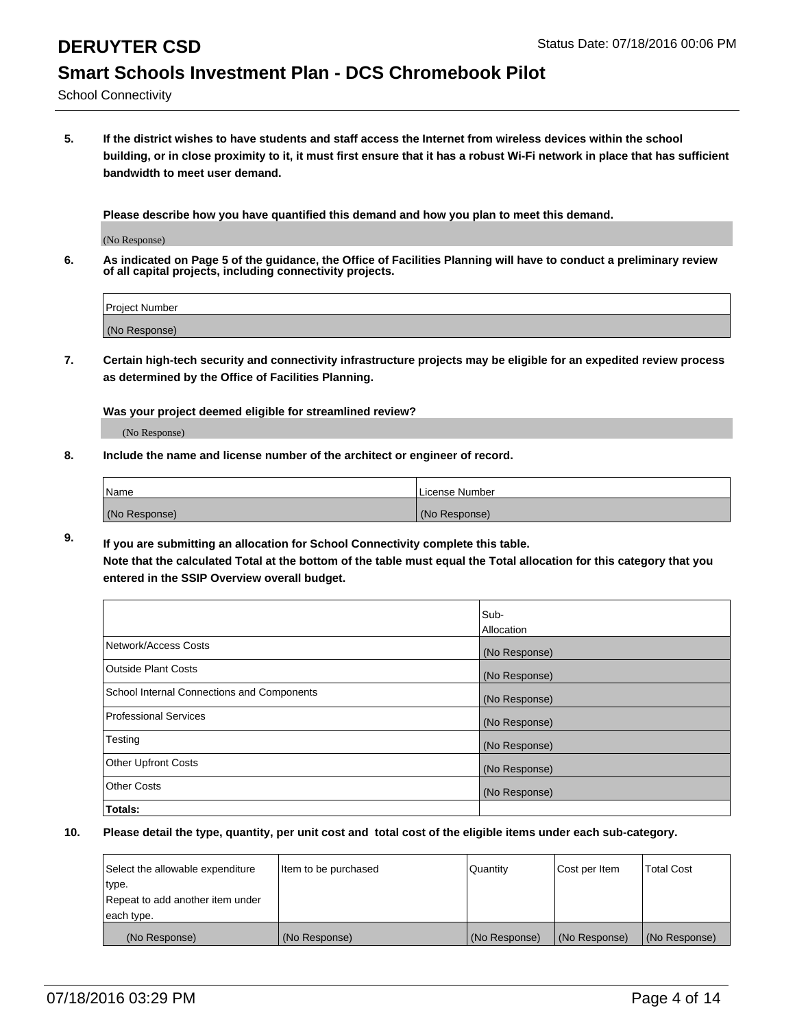# DERUYTER CSD

## Smart Schools Investment Plan - DCS Chromebook Pilot

School Connectivity

**5. If the district wishes to have students and staff access the Internet from wireless devices within the school building, or in close proximity to it, it must first ensure that it has a robust Wi-Fi network in place that has sufficient bandwidth to meet user demand.**

**Please describe how you have quantified this demand and how you plan to meet this demand.**

(No Response)

**6. As indicated on Page 5 of the guidance, the Office of Facilities Planning will have to conduct a preliminary review of all capital projects, including connectivity projects.**

| Project Number |
| --- |
| (No Response) |

**7. Certain high-tech security and connectivity infrastructure projects may be eligible for an expedited review process as determined by the Office of Facilities Planning.**

**Was your project deemed eligible for streamlined review?**

(No Response)

**8. Include the name and license number of the architect or engineer of record.**

| Name | License Number |
| --- | --- |
| (No Response) | (No Response) |

**9. If you are submitting an allocation for School Connectivity complete this table. Note that the calculated Total at the bottom of the table must equal the Total allocation for this category that you entered in the SSIP Overview overall budget.**

| | Sub-Allocation |
| --- | --- |
| Network/Access Costs | (No Response) |
| Outside Plant Costs | (No Response) |
| School Internal Connections and Components | (No Response) |
| Professional Services | (No Response) |
| Testing | (No Response) |
| Other Upfront Costs | (No Response) |
| Other Costs | (No Response) |
| **Totals:** | |

**10. Please detail the type, quantity, per unit cost and total cost of the eligible items under each sub-category.**

| Select the allowable expenditure type. Repeat to add another item under each type. | Item to be purchased | Quantity | Cost per Item | Total Cost |
| --- | --- | --- | --- | --- |
| (No Response) | (No Response) | (No Response) | (No Response) | (No Response) |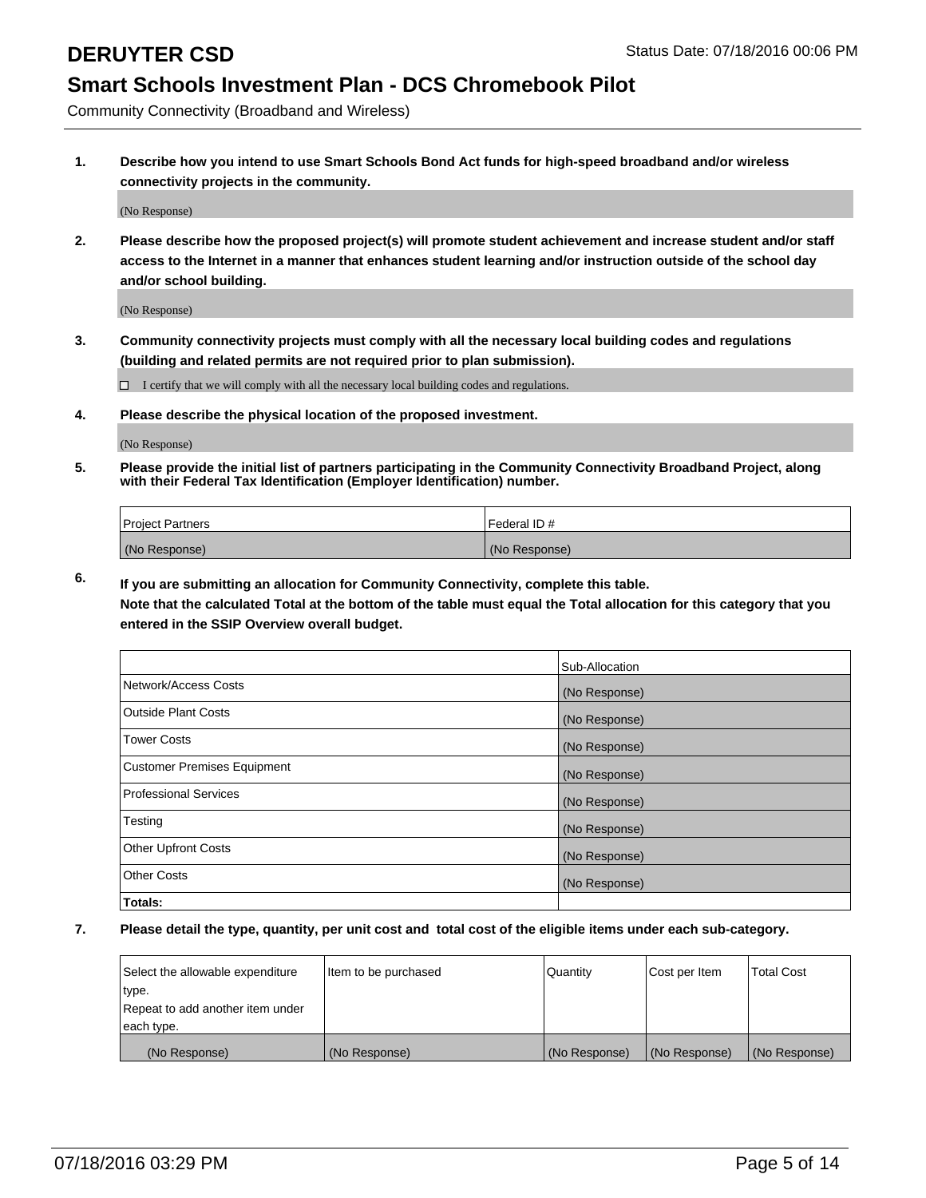# DERUYTER CSD

Status Date: 07/18/2016 00:06 PM

## Smart Schools Investment Plan - DCS Chromebook Pilot

Community Connectivity (Broadband and Wireless)

**1. Describe how you intend to use Smart Schools Bond Act funds for high-speed broadband and/or wireless connectivity projects in the community.**

(No Response)

**2. Please describe how the proposed project(s) will promote student achievement and increase student and/or staff access to the Internet in a manner that enhances student learning and/or instruction outside of the school day and/or school building.**

(No Response)

**3. Community connectivity projects must comply with all the necessary local building codes and regulations (building and related permits are not required prior to plan submission).**

☐ I certify that we will comply with all the necessary local building codes and regulations.

**4. Please describe the physical location of the proposed investment.**

(No Response)

**5. Please provide the initial list of partners participating in the Community Connectivity Broadband Project, along with their Federal Tax Identification (Employer Identification) number.**

| Project Partners | Federal ID # |
|---|---|
| (No Response) | (No Response) |

**6. If you are submitting an allocation for Community Connectivity, complete this table.**
**Note that the calculated Total at the bottom of the table must equal the Total allocation for this category that you entered in the SSIP Overview overall budget.**

| | Sub-Allocation |
|---|---|
| Network/Access Costs | (No Response) |
| Outside Plant Costs | (No Response) |
| Tower Costs | (No Response) |
| Customer Premises Equipment | (No Response) |
| Professional Services | (No Response) |
| Testing | (No Response) |
| Other Upfront Costs | (No Response) |
| Other Costs | (No Response) |
| **Totals:** | |

**7. Please detail the type, quantity, per unit cost and total cost of the eligible items under each sub-category.**

| Select the allowable expenditure type. Repeat to add another item under each type. | Item to be purchased | Quantity | Cost per Item | Total Cost |
|---|---|---|---|---|
| (No Response) | (No Response) | (No Response) | (No Response) | (No Response) |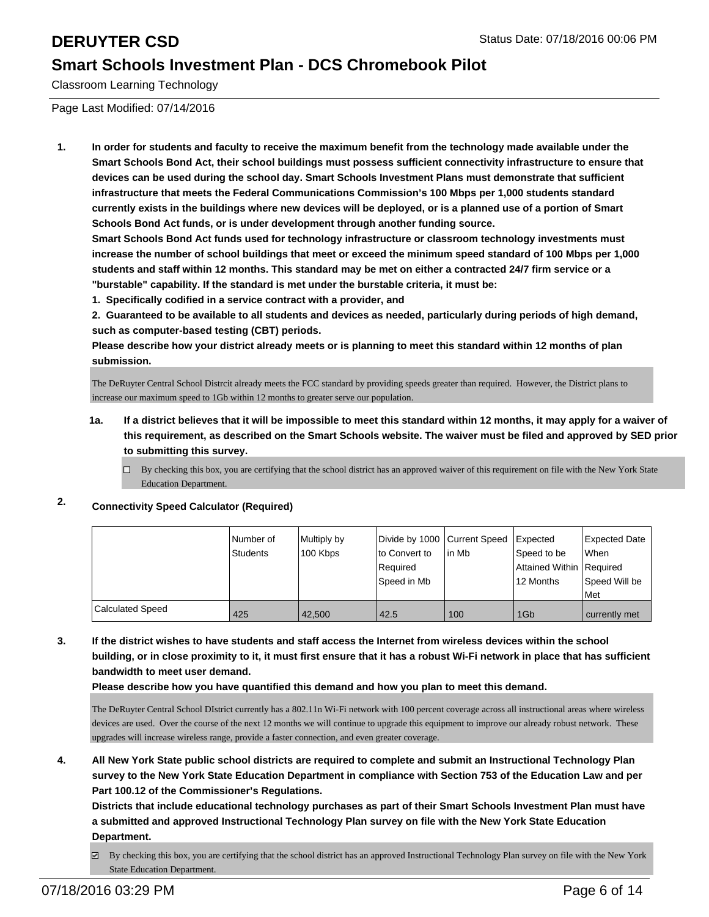# DERUYTER CSD

Status Date: 07/18/2016 00:06 PM

## Smart Schools Investment Plan - DCS Chromebook Pilot

Classroom Learning Technology

Page Last Modified: 07/14/2016

1. **In order for students and faculty to receive the maximum benefit from the technology made available under the Smart Schools Bond Act, their school buildings must possess sufficient connectivity infrastructure to ensure that devices can be used during the school day. Smart Schools Investment Plans must demonstrate that sufficient infrastructure that meets the Federal Communications Commission's 100 Mbps per 1,000 students standard currently exists in the buildings where new devices will be deployed, or is a planned use of a portion of Smart Schools Bond Act funds, or is under development through another funding source.**
   **Smart Schools Bond Act funds used for technology infrastructure or classroom technology investments must increase the number of school buildings that meet or exceed the minimum speed standard of 100 Mbps per 1,000 students and staff within 12 months. This standard may be met on either a contracted 24/7 firm service or a "burstable" capability. If the standard is met under the burstable criteria, it must be:**
   **1. Specifically codified in a service contract with a provider, and**
   **2. Guaranteed to be available to all students and devices as needed, particularly during periods of high demand, such as computer-based testing (CBT) periods.**
   **Please describe how your district already meets or is planning to meet this standard within 12 months of plan submission.**

   The DeRuyter Central School Distrcit already meets the FCC standard by providing speeds greater than required. However, the District plans to increase our maximum speed to 1Gb within 12 months to greater serve our population.

   1a. **If a district believes that it will be impossible to meet this standard within 12 months, it may apply for a waiver of this requirement, as described on the Smart Schools website. The waiver must be filed and approved by SED prior to submitting this survey.**

   ☐ By checking this box, you are certifying that the school district has an approved waiver of this requirement on file with the New York State Education Department.

2. **Connectivity Speed Calculator (Required)**

| | Number of Students | Multiply by 100 Kbps | Divide by 1000 to Convert to Required Speed in Mb | Current Speed in Mb | Expected Speed to be Attained Within 12 Months | Expected Date When Required Speed Will be Met |
|---|---|---|---|---|---|---|
| Calculated Speed | 425 | 42,500 | 42.5 | 100 | 1Gb | currently met |

3. **If the district wishes to have students and staff access the Internet from wireless devices within the school building, or in close proximity to it, it must first ensure that it has a robust Wi-Fi network in place that has sufficient bandwidth to meet user demand.**
   **Please describe how you have quantified this demand and how you plan to meet this demand.**

   The DeRuyter Central School DIstrict currently has a 802.11n Wi-Fi network with 100 percent coverage across all instructional areas where wireless devices are used. Over the course of the next 12 months we will continue to upgrade this equipment to improve our already robust network. These upgrades will increase wireless range, provide a faster connection, and even greater coverage.

4. **All New York State public school districts are required to complete and submit an Instructional Technology Plan survey to the New York State Education Department in compliance with Section 753 of the Education Law and per Part 100.12 of the Commissioner's Regulations.**
   **Districts that include educational technology purchases as part of their Smart Schools Investment Plan must have a submitted and approved Instructional Technology Plan survey on file with the New York State Education Department.**

   ☑ By checking this box, you are certifying that the school district has an approved Instructional Technology Plan survey on file with the New York State Education Department.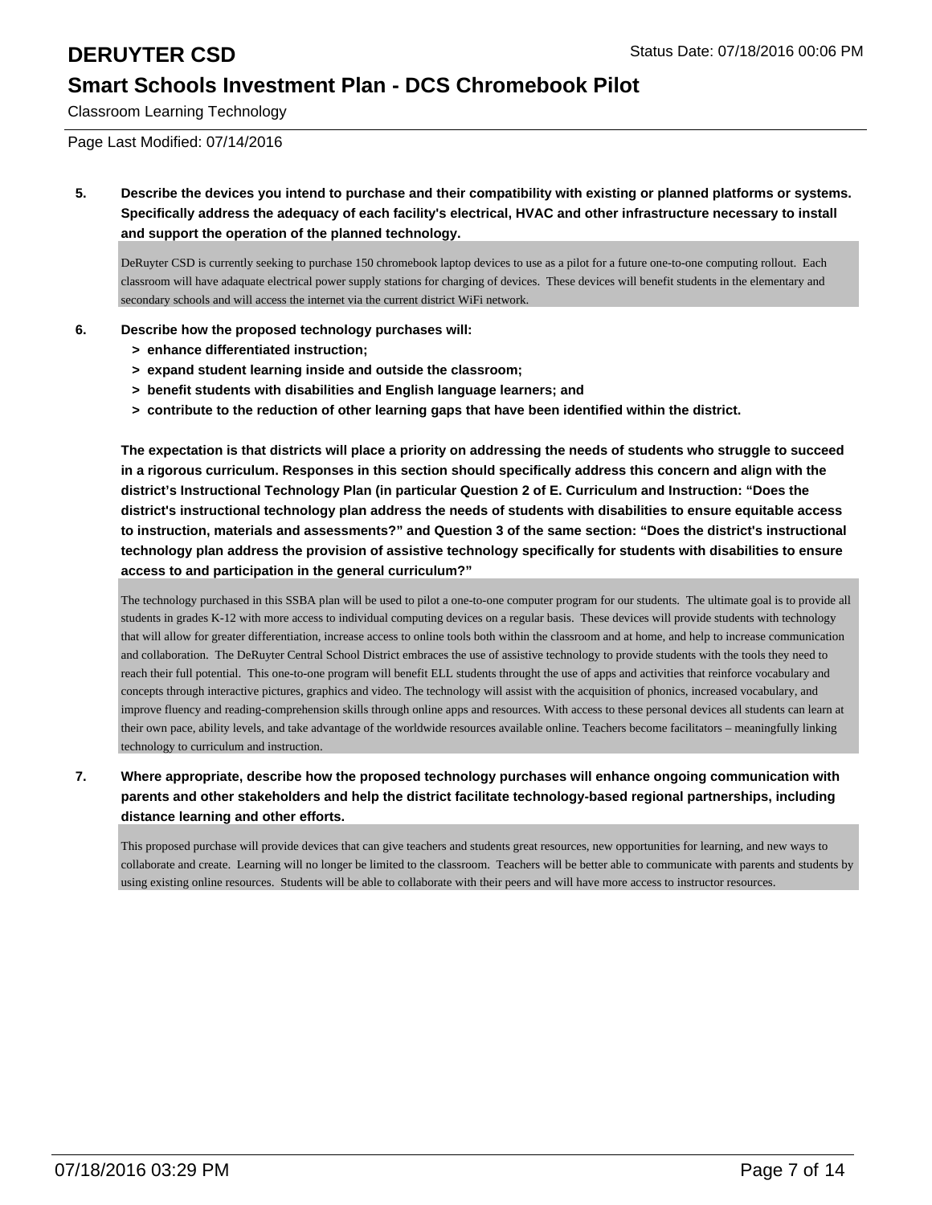# DERUYTER CSD

Status Date: 07/18/2016 00:06 PM

## Smart Schools Investment Plan - DCS Chromebook Pilot

Classroom Learning Technology

Page Last Modified: 07/14/2016

**5. Describe the devices you intend to purchase and their compatibility with existing or planned platforms or systems. Specifically address the adequacy of each facility's electrical, HVAC and other infrastructure necessary to install and support the operation of the planned technology.**

DeRuyter CSD is currently seeking to purchase 150 chromebook laptop devices to use as a pilot for a future one-to-one computing rollout. Each classroom will have adaquate electrical power supply stations for charging of devices. These devices will benefit students in the elementary and secondary schools and will access the internet via the current district WiFi network.

**6. Describe how the proposed technology purchases will:**

- **> enhance differentiated instruction;**
- **> expand student learning inside and outside the classroom;**
- **> benefit students with disabilities and English language learners; and**
- **> contribute to the reduction of other learning gaps that have been identified within the district.**

**The expectation is that districts will place a priority on addressing the needs of students who struggle to succeed in a rigorous curriculum. Responses in this section should specifically address this concern and align with the district's Instructional Technology Plan (in particular Question 2 of E. Curriculum and Instruction: "Does the district's instructional technology plan address the needs of students with disabilities to ensure equitable access to instruction, materials and assessments?" and Question 3 of the same section: "Does the district's instructional technology plan address the provision of assistive technology specifically for students with disabilities to ensure access to and participation in the general curriculum?"**

The technology purchased in this SSBA plan will be used to pilot a one-to-one computer program for our students. The ultimate goal is to provide all students in grades K-12 with more access to individual computing devices on a regular basis. These devices will provide students with technology that will allow for greater differentiation, increase access to online tools both within the classroom and at home, and help to increase communication and collaboration. The DeRuyter Central School District embraces the use of assistive technology to provide students with the tools they need to reach their full potential. This one-to-one program will benefit ELL students throught the use of apps and activities that reinforce vocabulary and concepts through interactive pictures, graphics and video. The technology will assist with the acquisition of phonics, increased vocabulary, and improve fluency and reading-comprehension skills through online apps and resources. With access to these personal devices all students can learn at their own pace, ability levels, and take advantage of the worldwide resources available online. Teachers become facilitators – meaningfully linking technology to curriculum and instruction.

**7. Where appropriate, describe how the proposed technology purchases will enhance ongoing communication with parents and other stakeholders and help the district facilitate technology-based regional partnerships, including distance learning and other efforts.**

This proposed purchase will provide devices that can give teachers and students great resources, new opportunities for learning, and new ways to collaborate and create. Learning will no longer be limited to the classroom. Teachers will be better able to communicate with parents and students by using existing online resources. Students will be able to collaborate with their peers and will have more access to instructor resources.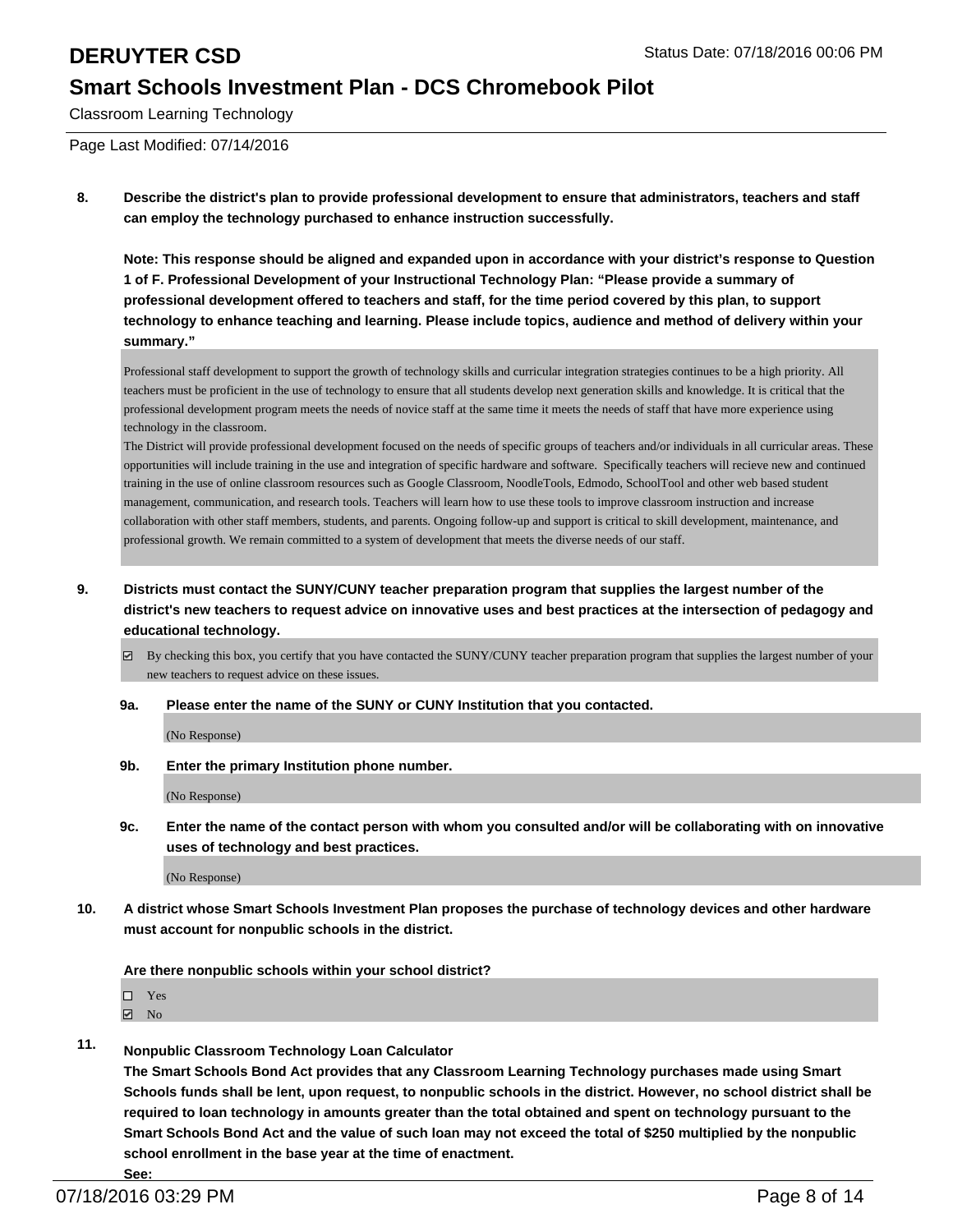**8. Describe the district's plan to provide professional development to ensure that administrators, teachers and staff can employ the technology purchased to enhance instruction successfully.**

**Note: This response should be aligned and expanded upon in accordance with your district's response to Question 1 of F. Professional Development of your Instructional Technology Plan: "Please provide a summary of professional development offered to teachers and staff, for the time period covered by this plan, to support technology to enhance teaching and learning. Please include topics, audience and method of delivery within your summary."**

Professional staff development to support the growth of technology skills and curricular integration strategies continues to be a high priority. All teachers must be proficient in the use of technology to ensure that all students develop next generation skills and knowledge. It is critical that the professional development program meets the needs of novice staff at the same time it meets the needs of staff that have more experience using technology in the classroom.

The District will provide professional development focused on the needs of specific groups of teachers and/or individuals in all curricular areas. These opportunities will include training in the use and integration of specific hardware and software. Specifically teachers will recieve new and continued training in the use of online classroom resources such as Google Classroom, NoodleTools, Edmodo, SchoolTool and other web based student management, communication, and research tools. Teachers will learn how to use these tools to improve classroom instruction and increase collaboration with other staff members, students, and parents. Ongoing follow-up and support is critical to skill development, maintenance, and professional growth. We remain committed to a system of development that meets the diverse needs of our staff.

**9. Districts must contact the SUNY/CUNY teacher preparation program that supplies the largest number of the district's new teachers to request advice on innovative uses and best practices at the intersection of pedagogy and educational technology.**

☑ By checking this box, you certify that you have contacted the SUNY/CUNY teacher preparation program that supplies the largest number of your new teachers to request advice on these issues.

**9a. Please enter the name of the SUNY or CUNY Institution that you contacted.**

(No Response)

**9b. Enter the primary Institution phone number.**

(No Response)

**9c. Enter the name of the contact person with whom you consulted and/or will be collaborating with on innovative uses of technology and best practices.**

(No Response)

**10. A district whose Smart Schools Investment Plan proposes the purchase of technology devices and other hardware must account for nonpublic schools in the district.**

**Are there nonpublic schools within your school district?**

☐ Yes
☑ No

**11. Nonpublic Classroom Technology Loan Calculator**
**The Smart Schools Bond Act provides that any Classroom Learning Technology purchases made using Smart Schools funds shall be lent, upon request, to nonpublic schools in the district. However, no school district shall be required to loan technology in amounts greater than the total obtained and spent on technology pursuant to the Smart Schools Bond Act and the value of such loan may not exceed the total of $250 multiplied by the nonpublic school enrollment in the base year at the time of enactment.**
**See:**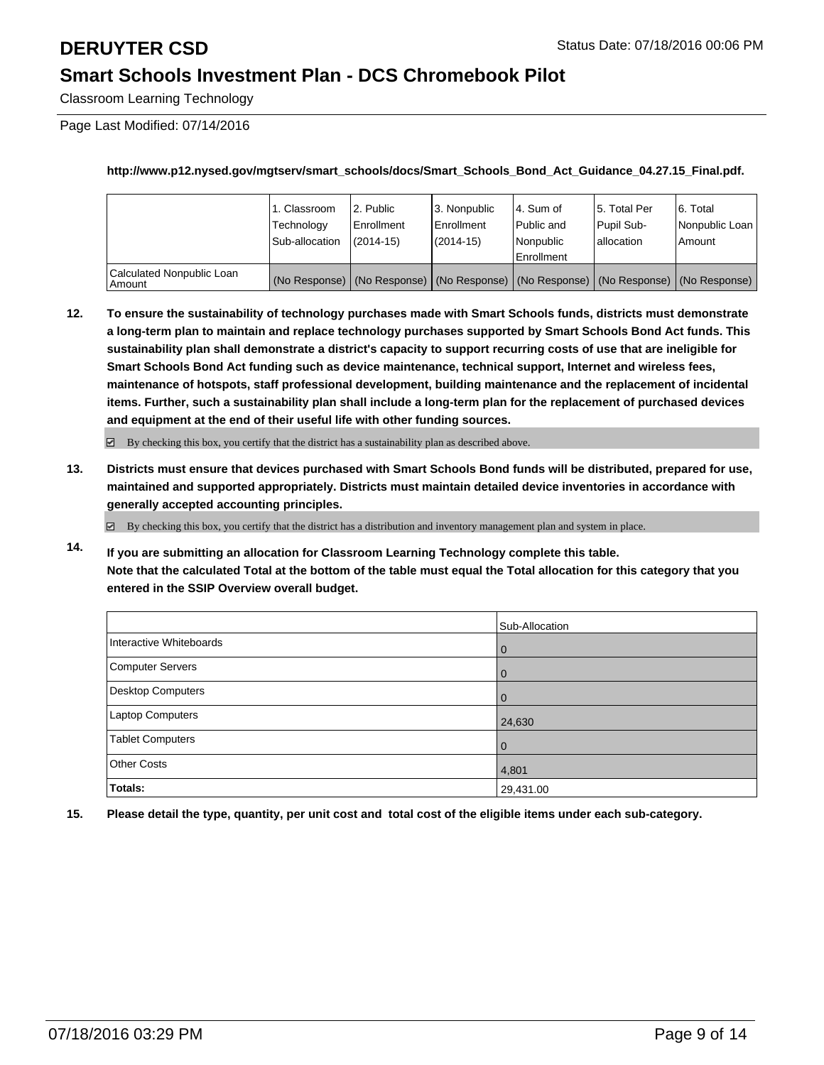# DERUYTER CSD

Status Date: 07/18/2016 00:06 PM

## Smart Schools Investment Plan - DCS Chromebook Pilot

Classroom Learning Technology

Page Last Modified: 07/14/2016

**http://www.p12.nysed.gov/mgtserv/smart_schools/docs/Smart_Schools_Bond_Act_Guidance_04.27.15_Final.pdf.**

| | 1. Classroom Technology Sub-allocation | 2. Public Enrollment (2014-15) | 3. Nonpublic Enrollment (2014-15) | 4. Sum of Public and Nonpublic Enrollment | 5. Total Per Pupil Sub-allocation | 6. Total Nonpublic Loan Amount |
|---|---|---|---|---|---|---|
| Calculated Nonpublic Loan Amount | (No Response) | (No Response) | (No Response) | (No Response) | (No Response) | (No Response) |

**12. To ensure the sustainability of technology purchases made with Smart Schools funds, districts must demonstrate a long-term plan to maintain and replace technology purchases supported by Smart Schools Bond Act funds. This sustainability plan shall demonstrate a district's capacity to support recurring costs of use that are ineligible for Smart Schools Bond Act funding such as device maintenance, technical support, Internet and wireless fees, maintenance of hotspots, staff professional development, building maintenance and the replacement of incidental items. Further, such a sustainability plan shall include a long-term plan for the replacement of purchased devices and equipment at the end of their useful life with other funding sources.**

☑ By checking this box, you certify that the district has a sustainability plan as described above.

**13. Districts must ensure that devices purchased with Smart Schools Bond funds will be distributed, prepared for use, maintained and supported appropriately. Districts must maintain detailed device inventories in accordance with generally accepted accounting principles.**

☑ By checking this box, you certify that the district has a distribution and inventory management plan and system in place.

**14. If you are submitting an allocation for Classroom Learning Technology complete this table. Note that the calculated Total at the bottom of the table must equal the Total allocation for this category that you entered in the SSIP Overview overall budget.**

| | Sub-Allocation |
|---|---|
| Interactive Whiteboards | 0 |
| Computer Servers | 0 |
| Desktop Computers | 0 |
| Laptop Computers | 24,630 |
| Tablet Computers | 0 |
| Other Costs | 4,801 |
| **Totals:** | 29,431.00 |

**15. Please detail the type, quantity, per unit cost and total cost of the eligible items under each sub-category.**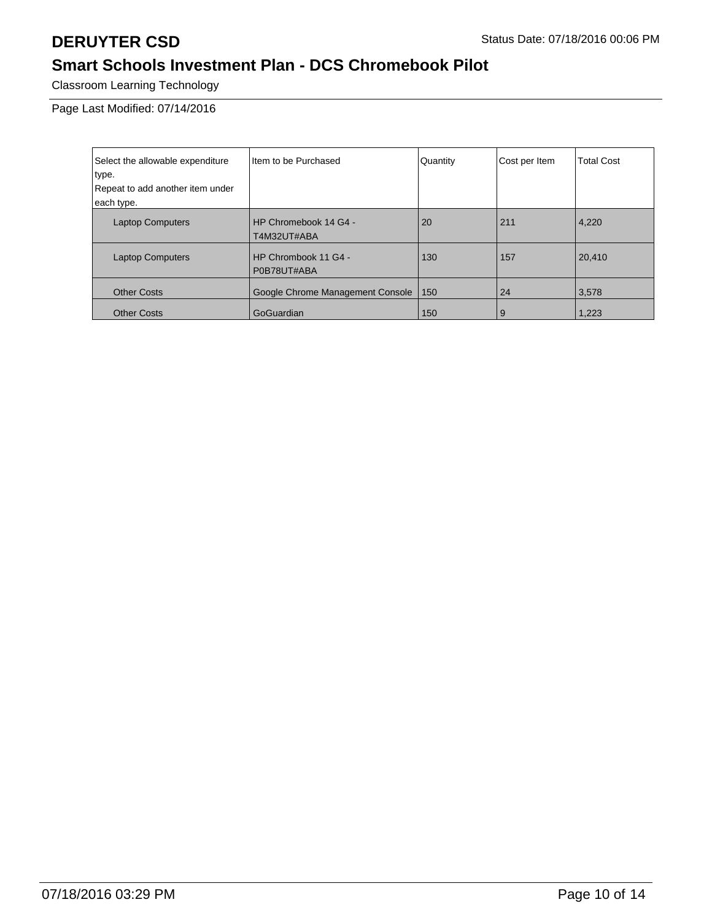# DERUYTER CSD

Status Date: 07/18/2016 00:06 PM

## Smart Schools Investment Plan - DCS Chromebook Pilot

Classroom Learning Technology

Page Last Modified: 07/14/2016

| Select the allowable expenditure type. Repeat to add another item under each type. | Item to be Purchased | Quantity | Cost per Item | Total Cost |
|---|---|---|---|---|
| Laptop Computers | HP Chromebook 14 G4 - T4M32UT#ABA | 20 | 211 | 4,220 |
| Laptop Computers | HP Chrombook 11 G4 - P0B78UT#ABA | 130 | 157 | 20,410 |
| Other Costs | Google Chrome Management Console | 150 | 24 | 3,578 |
| Other Costs | GoGuardian | 150 | 9 | 1,223 |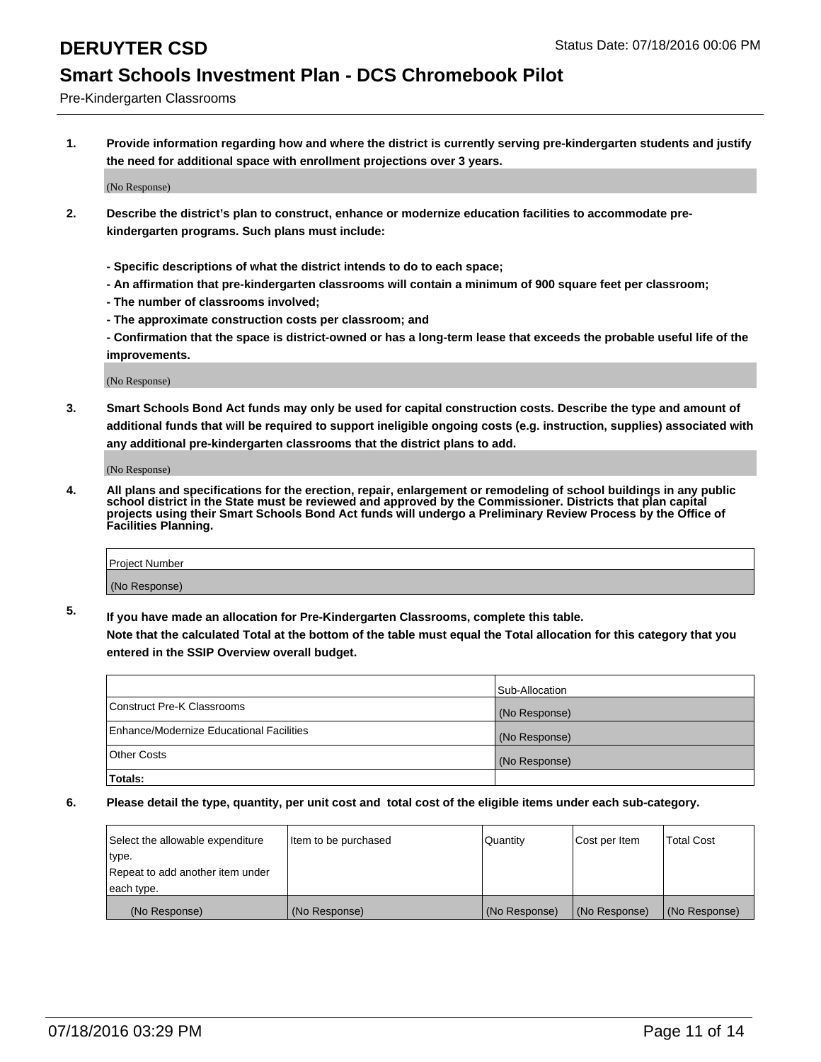# DERUYTER CSD

Status Date: 07/18/2016 00:06 PM

## Smart Schools Investment Plan - DCS Chromebook Pilot

Pre-Kindergarten Classrooms

1. **Provide information regarding how and where the district is currently serving pre-kindergarten students and justify the need for additional space with enrollment projections over 3 years.**

   (No Response)

2. **Describe the district's plan to construct, enhance or modernize education facilities to accommodate pre-kindergarten programs. Such plans must include:**

   **- Specific descriptions of what the district intends to do to each space;**
   **- An affirmation that pre-kindergarten classrooms will contain a minimum of 900 square feet per classroom;**
   **- The number of classrooms involved;**
   **- The approximate construction costs per classroom; and**
   **- Confirmation that the space is district-owned or has a long-term lease that exceeds the probable useful life of the improvements.**

   (No Response)

3. **Smart Schools Bond Act funds may only be used for capital construction costs. Describe the type and amount of additional funds that will be required to support ineligible ongoing costs (e.g. instruction, supplies) associated with any additional pre-kindergarten classrooms that the district plans to add.**

   (No Response)

4. **All plans and specifications for the erection, repair, enlargement or remodeling of school buildings in any public school district in the State must be reviewed and approved by the Commissioner. Districts that plan capital projects using their Smart Schools Bond Act funds will undergo a Preliminary Review Process by the Office of Facilities Planning.**

| Project Number |
|---|
| (No Response) |

5. **If you have made an allocation for Pre-Kindergarten Classrooms, complete this table.**
   **Note that the calculated Total at the bottom of the table must equal the Total allocation for this category that you entered in the SSIP Overview overall budget.**

| | Sub-Allocation |
|---|---|
| Construct Pre-K Classrooms | (No Response) |
| Enhance/Modernize Educational Facilities | (No Response) |
| Other Costs | (No Response) |
| **Totals:** | |

6. **Please detail the type, quantity, per unit cost and total cost of the eligible items under each sub-category.**

| Select the allowable expenditure type.<br>Repeat to add another item under each type. | Item to be purchased | Quantity | Cost per Item | Total Cost |
|---|---|---|---|---|
| (No Response) | (No Response) | (No Response) | (No Response) | (No Response) |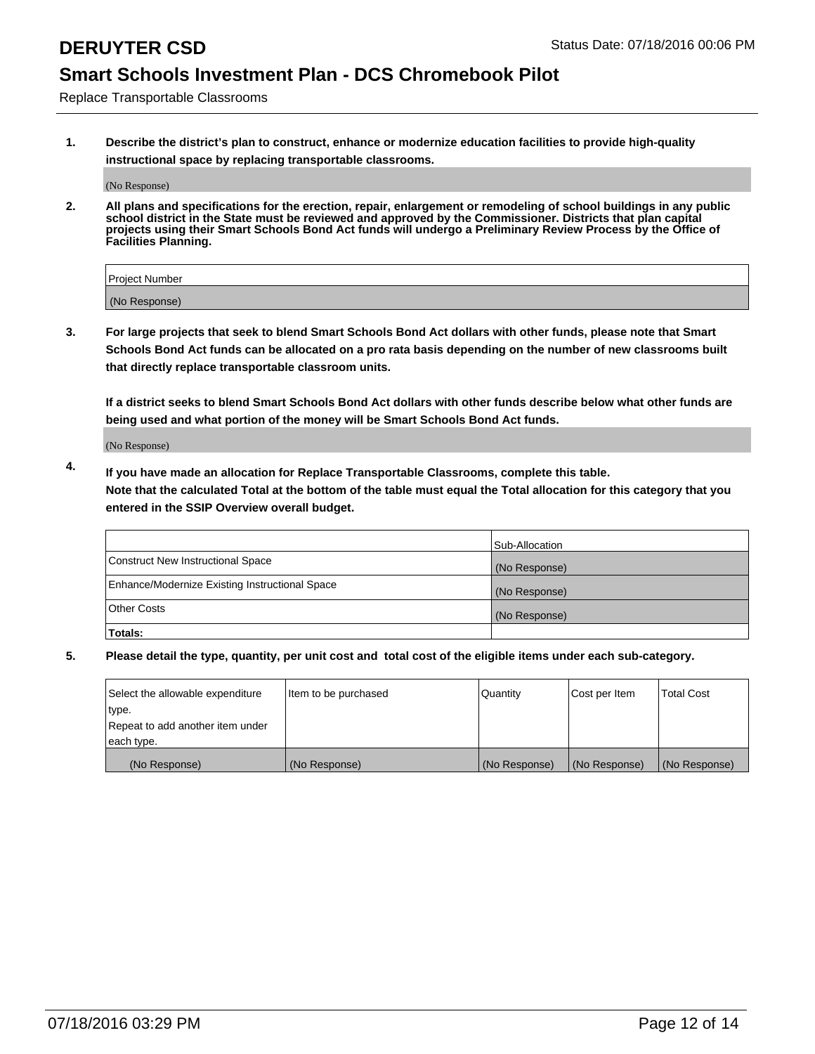# DERUYTER CSD

Status Date: 07/18/2016 00:06 PM

## Smart Schools Investment Plan - DCS Chromebook Pilot

Replace Transportable Classrooms

1. **Describe the district's plan to construct, enhance or modernize education facilities to provide high-quality instructional space by replacing transportable classrooms.**

   (No Response)

2. **All plans and specifications for the erection, repair, enlargement or remodeling of school buildings in any public school district in the State must be reviewed and approved by the Commissioner. Districts that plan capital projects using their Smart Schools Bond Act funds will undergo a Preliminary Review Process by the Office of Facilities Planning.**

| Project Number |
|---|
| (No Response) |

3. **For large projects that seek to blend Smart Schools Bond Act dollars with other funds, please note that Smart Schools Bond Act funds can be allocated on a pro rata basis depending on the number of new classrooms built that directly replace transportable classroom units.**

   **If a district seeks to blend Smart Schools Bond Act dollars with other funds describe below what other funds are being used and what portion of the money will be Smart Schools Bond Act funds.**

   (No Response)

4. **If you have made an allocation for Replace Transportable Classrooms, complete this table.**
   **Note that the calculated Total at the bottom of the table must equal the Total allocation for this category that you entered in the SSIP Overview overall budget.**

| | Sub-Allocation |
|---|---|
| Construct New Instructional Space | (No Response) |
| Enhance/Modernize Existing Instructional Space | (No Response) |
| Other Costs | (No Response) |
| **Totals:** | |

5. **Please detail the type, quantity, per unit cost and total cost of the eligible items under each sub-category.**

| Select the allowable expenditure type. Repeat to add another item under each type. | Item to be purchased | Quantity | Cost per Item | Total Cost |
|---|---|---|---|---|
| (No Response) | (No Response) | (No Response) | (No Response) | (No Response) |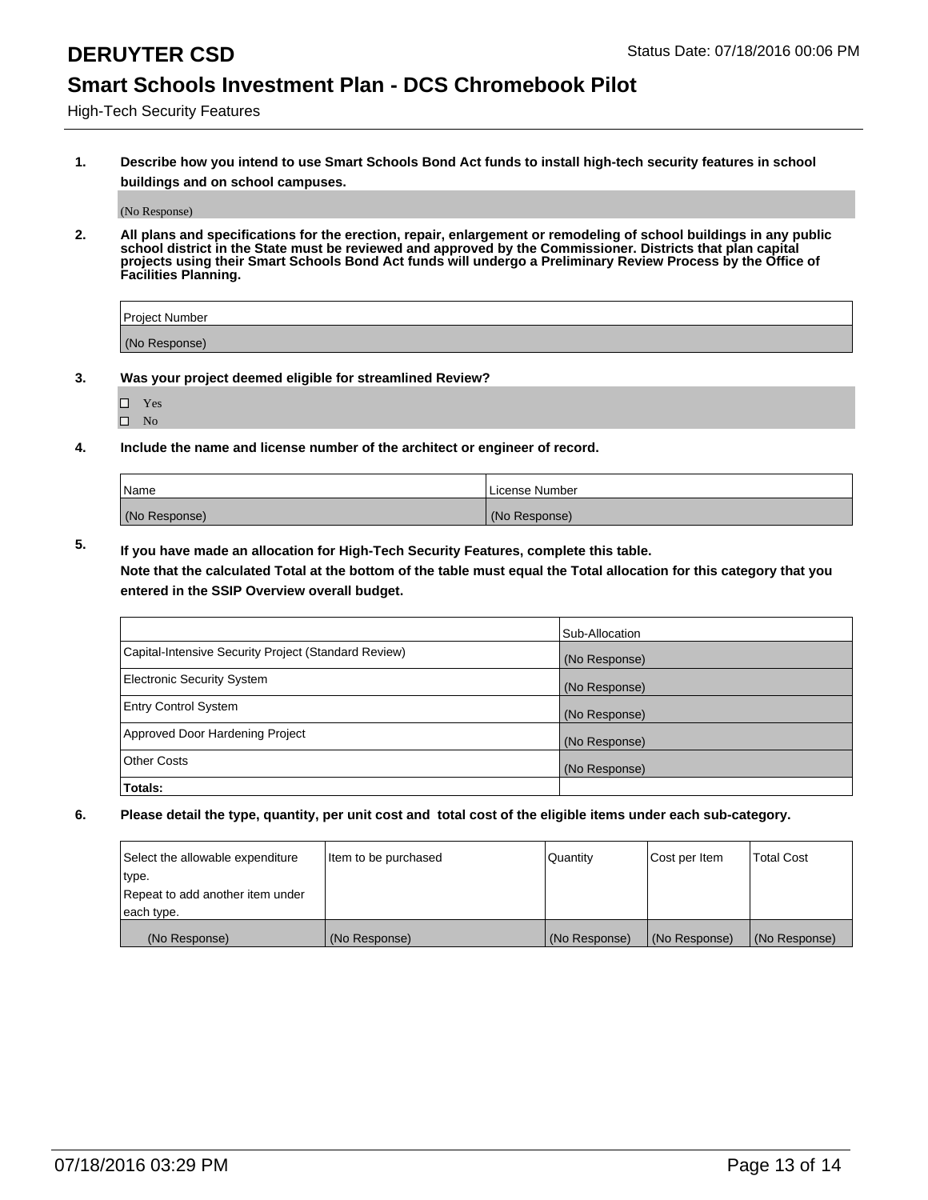# DERUYTER CSD

Status Date: 07/18/2016 00:06 PM

## Smart Schools Investment Plan - DCS Chromebook Pilot

High-Tech Security Features

**1. Describe how you intend to use Smart Schools Bond Act funds to install high-tech security features in school buildings and on school campuses.**

(No Response)

**2. All plans and specifications for the erection, repair, enlargement or remodeling of school buildings in any public school district in the State must be reviewed and approved by the Commissioner. Districts that plan capital projects using their Smart Schools Bond Act funds will undergo a Preliminary Review Process by the Office of Facilities Planning.**

| Project Number |
|---|
| (No Response) |

**3. Was your project deemed eligible for streamlined Review?**

- ☐ Yes
- ☐ No

**4. Include the name and license number of the architect or engineer of record.**

| Name | License Number |
|---|---|
| (No Response) | (No Response) |

**5. If you have made an allocation for High-Tech Security Features, complete this table.**
**Note that the calculated Total at the bottom of the table must equal the Total allocation for this category that you entered in the SSIP Overview overall budget.**

| | Sub-Allocation |
|---|---|
| Capital-Intensive Security Project (Standard Review) | (No Response) |
| Electronic Security System | (No Response) |
| Entry Control System | (No Response) |
| Approved Door Hardening Project | (No Response) |
| Other Costs | (No Response) |
| **Totals:** | |

**6. Please detail the type, quantity, per unit cost and total cost of the eligible items under each sub-category.**

| Select the allowable expenditure type. Repeat to add another item under each type. | Item to be purchased | Quantity | Cost per Item | Total Cost |
|---|---|---|---|---|
| (No Response) | (No Response) | (No Response) | (No Response) | (No Response) |

07/18/2016 03:29 PM